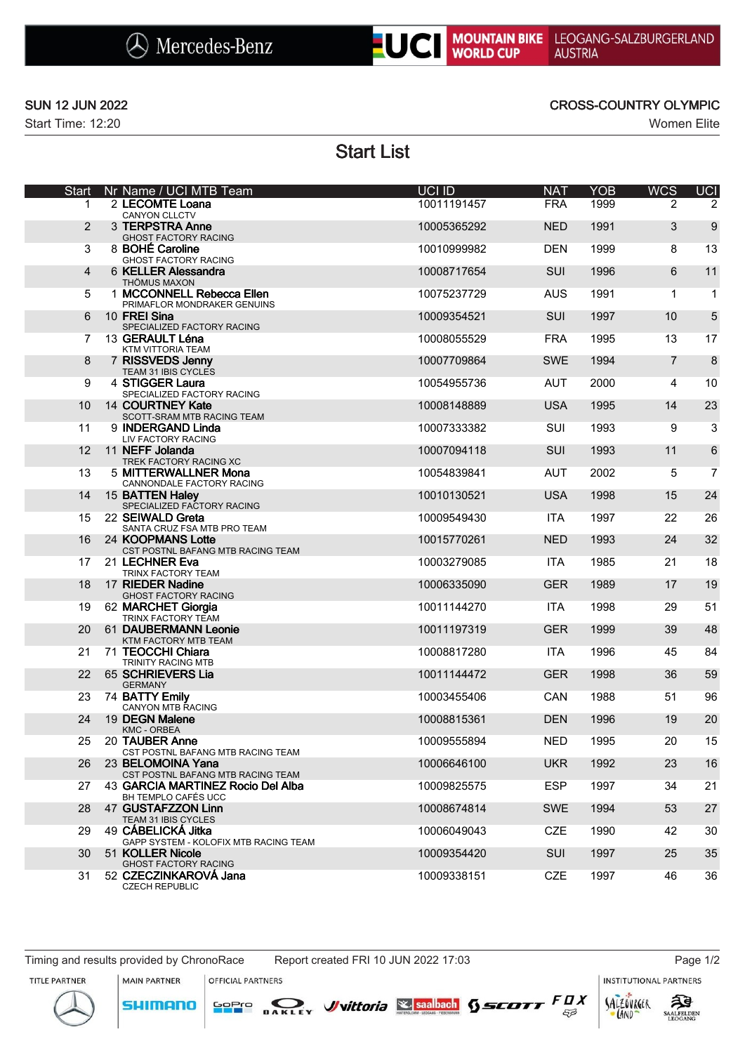Mercedes-Benz | UCI MOUNTAIN BIKE WORLD CUP | LEOGANG-SALZBURGERLAND AUSTRIA

SUN 12 JUN 2022

Start Time: 12:20

CROSS-COUNTRY OLYMPIC

Women Elite

# Start List

| Start | Nr | Name / UCI MTB Team | UCI ID | NAT | YOB | WCS | UCI |
|---|---|---|---|---|---|---|---|
| 1 | 2 | **LECOMTE Loana**<br>CANYON CLLCTV | 10011191457 | FRA | 1999 | 2 | 2 |
| 2 | 3 | **TERPSTRA Anne**<br>GHOST FACTORY RACING | 10005365292 | NED | 1991 | 3 | 9 |
| 3 | 8 | **BOHÉ Caroline**<br>GHOST FACTORY RACING | 10010999982 | DEN | 1999 | 8 | 13 |
| 4 | 6 | **KELLER Alessandra**<br>THÖMUS MAXON | 10008717654 | SUI | 1996 | 6 | 11 |
| 5 | 1 | **MCCONNELL Rebecca Ellen**<br>PRIMAFLOR MONDRAKER GENUINS | 10075237729 | AUS | 1991 | 1 | 1 |
| 6 | 10 | **FREI Sina**<br>SPECIALIZED FACTORY RACING | 10009354521 | SUI | 1997 | 10 | 5 |
| 7 | 13 | **GERAULT Léna**<br>KTM VITTORIA TEAM | 10008055529 | FRA | 1995 | 13 | 17 |
| 8 | 7 | **RISSVEDS Jenny**<br>TEAM 31 IBIS CYCLES | 10007709864 | SWE | 1994 | 7 | 8 |
| 9 | 4 | **STIGGER Laura**<br>SPECIALIZED FACTORY RACING | 10054955736 | AUT | 2000 | 4 | 10 |
| 10 | 14 | **COURTNEY Kate**<br>SCOTT-SRAM MTB RACING TEAM | 10008148889 | USA | 1995 | 14 | 23 |
| 11 | 9 | **INDERGAND Linda**<br>LIV FACTORY RACING | 10007333382 | SUI | 1993 | 9 | 3 |
| 12 | 11 | **NEFF Jolanda**<br>TREK FACTORY RACING XC | 10007094118 | SUI | 1993 | 11 | 6 |
| 13 | 5 | **MITTERWALLNER Mona**<br>CANNONDALE FACTORY RACING | 10054839841 | AUT | 2002 | 5 | 7 |
| 14 | 15 | **BATTEN Haley**<br>SPECIALIZED FACTORY RACING | 10010130521 | USA | 1998 | 15 | 24 |
| 15 | 22 | **SEIWALD Greta**<br>SANTA CRUZ FSA MTB PRO TEAM | 10009549430 | ITA | 1997 | 22 | 26 |
| 16 | 24 | **KOOPMANS Lotte**<br>CST POSTNL BAFANG MTB RACING TEAM | 10015770261 | NED | 1993 | 24 | 32 |
| 17 | 21 | **LECHNER Eva**<br>TRINX FACTORY TEAM | 10003279085 | ITA | 1985 | 21 | 18 |
| 18 | 17 | **RIEDER Nadine**<br>GHOST FACTORY RACING | 10006335090 | GER | 1989 | 17 | 19 |
| 19 | 62 | **MARCHET Giorgia**<br>TRINX FACTORY TEAM | 10011144270 | ITA | 1998 | 29 | 51 |
| 20 | 61 | **DAUBERMANN Leonie**<br>KTM FACTORY MTB TEAM | 10011197319 | GER | 1999 | 39 | 48 |
| 21 | 71 | **TEOCCHI Chiara**<br>TRINITY RACING MTB | 10008817280 | ITA | 1996 | 45 | 84 |
| 22 | 65 | **SCHRIEVERS Lia**<br>GERMANY | 10011144472 | GER | 1998 | 36 | 59 |
| 23 | 74 | **BATTY Emily**<br>CANYON MTB RACING | 10003455406 | CAN | 1988 | 51 | 96 |
| 24 | 19 | **DEGN Malene**<br>KMC - ORBEA | 10008815361 | DEN | 1996 | 19 | 20 |
| 25 | 20 | **TAUBER Anne**<br>CST POSTNL BAFANG MTB RACING TEAM | 10009555894 | NED | 1995 | 20 | 15 |
| 26 | 23 | **BELOMOINA Yana**<br>CST POSTNL BAFANG MTB RACING TEAM | 10006646100 | UKR | 1992 | 23 | 16 |
| 27 | 43 | **GARCIA MARTINEZ Rocio Del Alba**<br>BH TEMPLO CAFÉS UCC | 10009825575 | ESP | 1997 | 34 | 21 |
| 28 | 47 | **GUSTAFZZON Linn**<br>TEAM 31 IBIS CYCLES | 10008674814 | SWE | 1994 | 53 | 27 |
| 29 | 49 | **CÁBELICKÁ Jitka**<br>GAPP SYSTEM - KOLOFIX MTB RACING TEAM | 10006049043 | CZE | 1990 | 42 | 30 |
| 30 | 51 | **KOLLER Nicole**<br>GHOST FACTORY RACING | 10009354420 | SUI | 1997 | 25 | 35 |
| 31 | 52 | **CZECZINKAROVÁ Jana**<br>CZECH REPUBLIC | 10009338151 | CZE | 1997 | 46 | 36 |

Timing and results provided by ChronoRace

Report created FRI 10 JUN 2022 17:03

TITLE PARTNER | MAIN PARTNER | OFFICIAL PARTNERS | INSTITUTIONAL PARTNERS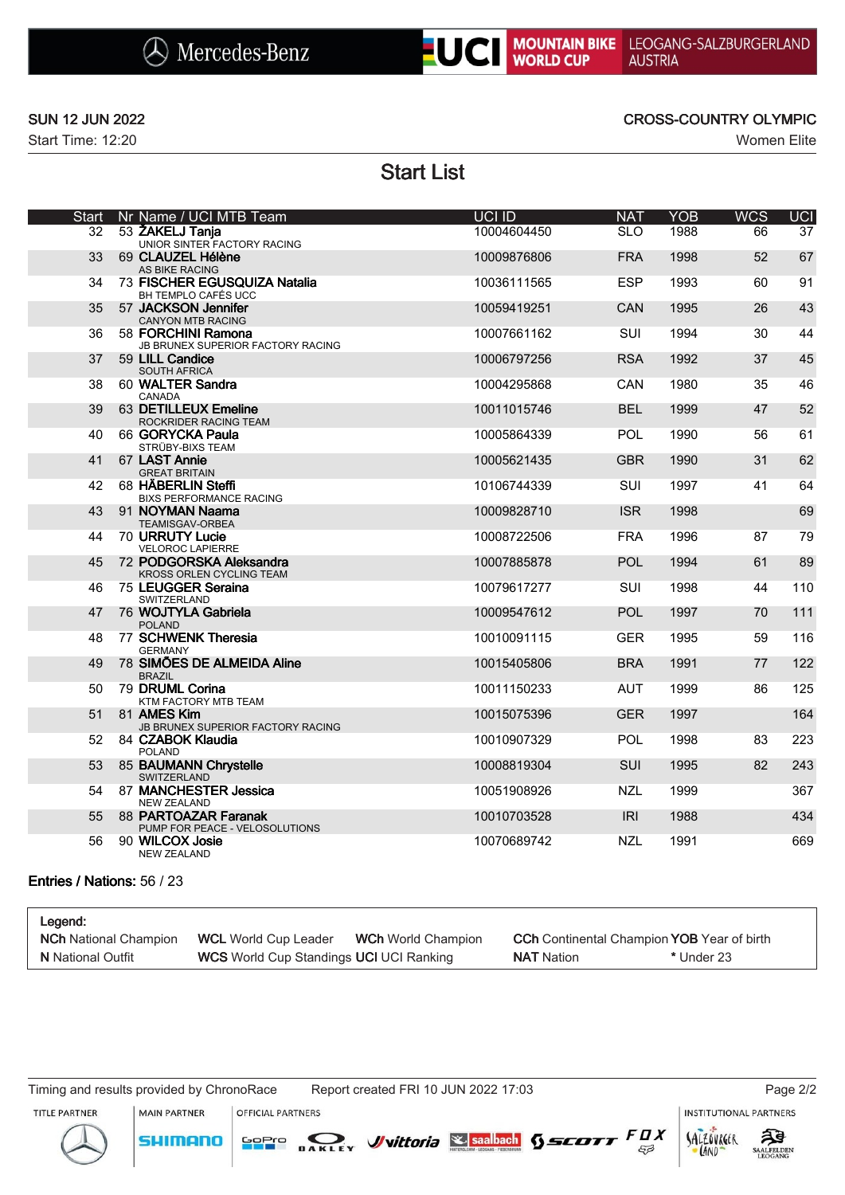SUN 12 JUN 2022

Start Time: 12:20

CROSS-COUNTRY OLYMPIC

Women Elite

# Start List

| Start | Nr | Name / UCI MTB Team | UCI ID | NAT | YOB | WCS | UCI |
|---|---|---|---|---|---|---|---|
| 32 | 53 | **ŽAKELJ Tanja**<br>UNIOR SINTER FACTORY RACING | 10004604450 | SLO | 1988 | 66 | 37 |
| 33 | 69 | **CLAUZEL Hélène**<br>AS BIKE RACING | 10009876806 | FRA | 1998 | 52 | 67 |
| 34 | 73 | **FISCHER EGUSQUIZA Natalia**<br>BH TEMPLO CAFÉS UCC | 10036111565 | ESP | 1993 | 60 | 91 |
| 35 | 57 | **JACKSON Jennifer**<br>CANYON MTB RACING | 10059419251 | CAN | 1995 | 26 | 43 |
| 36 | 58 | **FORCHINI Ramona**<br>JB BRUNEX SUPERIOR FACTORY RACING | 10007661162 | SUI | 1994 | 30 | 44 |
| 37 | 59 | **LILL Candice**<br>SOUTH AFRICA | 10006797256 | RSA | 1992 | 37 | 45 |
| 38 | 60 | **WALTER Sandra**<br>CANADA | 10004295868 | CAN | 1980 | 35 | 46 |
| 39 | 63 | **DETILLEUX Emeline**<br>ROCKRIDER RACING TEAM | 10011015746 | BEL | 1999 | 47 | 52 |
| 40 | 66 | **GORYCKA Paula**<br>STRÜBY-BIXS TEAM | 10005864339 | POL | 1990 | 56 | 61 |
| 41 | 67 | **LAST Annie**<br>GREAT BRITAIN | 10005621435 | GBR | 1990 | 31 | 62 |
| 42 | 68 | **HÄBERLIN Steffi**<br>BIXS PERFORMANCE RACING | 10106744339 | SUI | 1997 | 41 | 64 |
| 43 | 91 | **NOYMAN Naama**<br>TEAMISGAV-ORBEA | 10009828710 | ISR | 1998 | | 69 |
| 44 | 70 | **URRUTY Lucie**<br>VELOROC LAPIERRE | 10008722506 | FRA | 1996 | 87 | 79 |
| 45 | 72 | **PODGORSKA Aleksandra**<br>KROSS ORLEN CYCLING TEAM | 10007885878 | POL | 1994 | 61 | 89 |
| 46 | 75 | **LEUGGER Seraina**<br>SWITZERLAND | 10079617277 | SUI | 1998 | 44 | 110 |
| 47 | 76 | **WOJTYLA Gabriela**<br>POLAND | 10009547612 | POL | 1997 | 70 | 111 |
| 48 | 77 | **SCHWENK Theresia**<br>GERMANY | 10010091115 | GER | 1995 | 59 | 116 |
| 49 | 78 | **SIMÕES DE ALMEIDA Aline**<br>BRAZIL | 10015405806 | BRA | 1991 | 77 | 122 |
| 50 | 79 | **DRUML Corina**<br>KTM FACTORY MTB TEAM | 10011150233 | AUT | 1999 | 86 | 125 |
| 51 | 81 | **AMES Kim**<br>JB BRUNEX SUPERIOR FACTORY RACING | 10015075396 | GER | 1997 | | 164 |
| 52 | 84 | **CZABOK Klaudia**<br>POLAND | 10010907329 | POL | 1998 | 83 | 223 |
| 53 | 85 | **BAUMANN Chrystelle**<br>SWITZERLAND | 10008819304 | SUI | 1995 | 82 | 243 |
| 54 | 87 | **MANCHESTER Jessica**<br>NEW ZEALAND | 10051908926 | NZL | 1999 | | 367 |
| 55 | 88 | **PARTOAZAR Faranak**<br>PUMP FOR PEACE - VELOSOLUTIONS | 10010703528 | IRI | 1988 | | 434 |
| 56 | 90 | **WILCOX Josie**<br>NEW ZEALAND | 10070689742 | NZL | 1991 | | 669 |

**Entries / Nations:** 56 / 23

**Legend:**

**NCh** National Champion **WCL** World Cup Leader **WCh** World Champion **CCh** Continental Champion **YOB** Year of birth
**N** National Outfit **WCS** World Cup Standings **UCI** UCI Ranking **NAT** Nation * Under 23

Timing and results provided by ChronoRace Report created FRI 10 JUN 2022 17:03